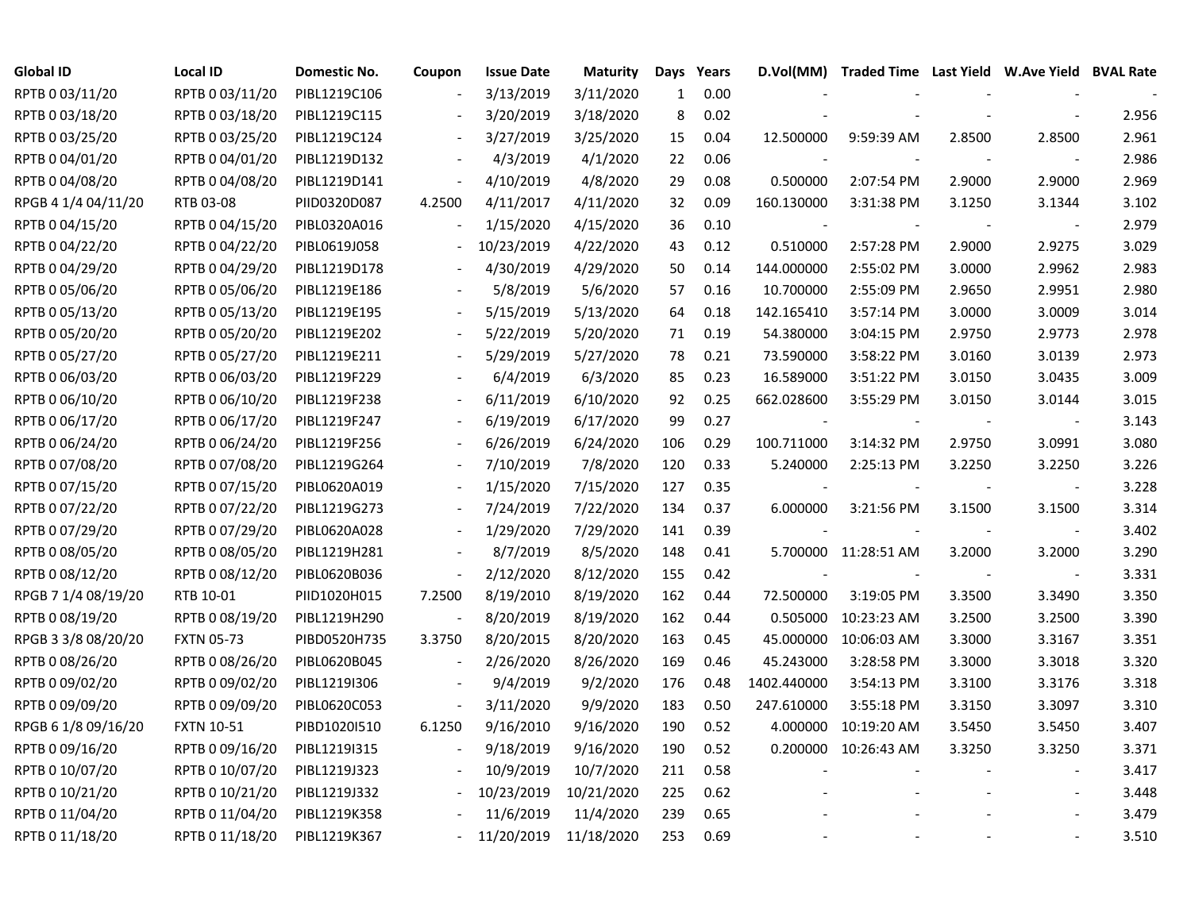| Global ID | Local ID | Domestic No. | Coupon | Issue Date | Maturity | Days | Years | D.Vol(MM) | Traded Time | Last Yield | W.Ave Yield | BVAL Rate |
|---|---|---|---|---|---|---|---|---|---|---|---|---|
| RPTB 0 03/11/20 | RPTB 0 03/11/20 | PIBL1219C106 | - | 3/13/2019 | 3/11/2020 | 1 | 0.00 | - | - | - | - | - |
| RPTB 0 03/18/20 | RPTB 0 03/18/20 | PIBL1219C115 | - | 3/20/2019 | 3/18/2020 | 8 | 0.02 | - | - | - | - | 2.956 |
| RPTB 0 03/25/20 | RPTB 0 03/25/20 | PIBL1219C124 | - | 3/27/2019 | 3/25/2020 | 15 | 0.04 | 12.500000 | 9:59:39 AM | 2.8500 | 2.8500 | 2.961 |
| RPTB 0 04/01/20 | RPTB 0 04/01/20 | PIBL1219D132 | - | 4/3/2019 | 4/1/2020 | 22 | 0.06 | - | - | - | - | 2.986 |
| RPTB 0 04/08/20 | RPTB 0 04/08/20 | PIBL1219D141 | - | 4/10/2019 | 4/8/2020 | 29 | 0.08 | 0.500000 | 2:07:54 PM | 2.9000 | 2.9000 | 2.969 |
| RPGB 4 1/4 04/11/20 | RTB 03-08 | PIID0320D087 | 4.2500 | 4/11/2017 | 4/11/2020 | 32 | 0.09 | 160.130000 | 3:31:38 PM | 3.1250 | 3.1344 | 3.102 |
| RPTB 0 04/15/20 | RPTB 0 04/15/20 | PIBL0320A016 | - | 1/15/2020 | 4/15/2020 | 36 | 0.10 | - | - | - | - | 2.979 |
| RPTB 0 04/22/20 | RPTB 0 04/22/20 | PIBL0619J058 | - | 10/23/2019 | 4/22/2020 | 43 | 0.12 | 0.510000 | 2:57:28 PM | 2.9000 | 2.9275 | 3.029 |
| RPTB 0 04/29/20 | RPTB 0 04/29/20 | PIBL1219D178 | - | 4/30/2019 | 4/29/2020 | 50 | 0.14 | 144.000000 | 2:55:02 PM | 3.0000 | 2.9962 | 2.983 |
| RPTB 0 05/06/20 | RPTB 0 05/06/20 | PIBL1219E186 | - | 5/8/2019 | 5/6/2020 | 57 | 0.16 | 10.700000 | 2:55:09 PM | 2.9650 | 2.9951 | 2.980 |
| RPTB 0 05/13/20 | RPTB 0 05/13/20 | PIBL1219E195 | - | 5/15/2019 | 5/13/2020 | 64 | 0.18 | 142.165410 | 3:57:14 PM | 3.0000 | 3.0009 | 3.014 |
| RPTB 0 05/20/20 | RPTB 0 05/20/20 | PIBL1219E202 | - | 5/22/2019 | 5/20/2020 | 71 | 0.19 | 54.380000 | 3:04:15 PM | 2.9750 | 2.9773 | 2.978 |
| RPTB 0 05/27/20 | RPTB 0 05/27/20 | PIBL1219E211 | - | 5/29/2019 | 5/27/2020 | 78 | 0.21 | 73.590000 | 3:58:22 PM | 3.0160 | 3.0139 | 2.973 |
| RPTB 0 06/03/20 | RPTB 0 06/03/20 | PIBL1219F229 | - | 6/4/2019 | 6/3/2020 | 85 | 0.23 | 16.589000 | 3:51:22 PM | 3.0150 | 3.0435 | 3.009 |
| RPTB 0 06/10/20 | RPTB 0 06/10/20 | PIBL1219F238 | - | 6/11/2019 | 6/10/2020 | 92 | 0.25 | 662.028600 | 3:55:29 PM | 3.0150 | 3.0144 | 3.015 |
| RPTB 0 06/17/20 | RPTB 0 06/17/20 | PIBL1219F247 | - | 6/19/2019 | 6/17/2020 | 99 | 0.27 | - | - | - | - | 3.143 |
| RPTB 0 06/24/20 | RPTB 0 06/24/20 | PIBL1219F256 | - | 6/26/2019 | 6/24/2020 | 106 | 0.29 | 100.711000 | 3:14:32 PM | 2.9750 | 3.0991 | 3.080 |
| RPTB 0 07/08/20 | RPTB 0 07/08/20 | PIBL1219G264 | - | 7/10/2019 | 7/8/2020 | 120 | 0.33 | 5.240000 | 2:25:13 PM | 3.2250 | 3.2250 | 3.226 |
| RPTB 0 07/15/20 | RPTB 0 07/15/20 | PIBL0620A019 | - | 1/15/2020 | 7/15/2020 | 127 | 0.35 | - | - | - | - | 3.228 |
| RPTB 0 07/22/20 | RPTB 0 07/22/20 | PIBL1219G273 | - | 7/24/2019 | 7/22/2020 | 134 | 0.37 | 6.000000 | 3:21:56 PM | 3.1500 | 3.1500 | 3.314 |
| RPTB 0 07/29/20 | RPTB 0 07/29/20 | PIBL0620A028 | - | 1/29/2020 | 7/29/2020 | 141 | 0.39 | - | - | - | - | 3.402 |
| RPTB 0 08/05/20 | RPTB 0 08/05/20 | PIBL1219H281 | - | 8/7/2019 | 8/5/2020 | 148 | 0.41 | 5.700000 | 11:28:51 AM | 3.2000 | 3.2000 | 3.290 |
| RPTB 0 08/12/20 | RPTB 0 08/12/20 | PIBL0620B036 | - | 2/12/2020 | 8/12/2020 | 155 | 0.42 | - | - | - | - | 3.331 |
| RPGB 7 1/4 08/19/20 | RTB 10-01 | PIID1020H015 | 7.2500 | 8/19/2010 | 8/19/2020 | 162 | 0.44 | 72.500000 | 3:19:05 PM | 3.3500 | 3.3490 | 3.350 |
| RPTB 0 08/19/20 | RPTB 0 08/19/20 | PIBL1219H290 | - | 8/20/2019 | 8/19/2020 | 162 | 0.44 | 0.505000 | 10:23:23 AM | 3.2500 | 3.2500 | 3.390 |
| RPGB 3 3/8 08/20/20 | FXTN 05-73 | PIBD0520H735 | 3.3750 | 8/20/2015 | 8/20/2020 | 163 | 0.45 | 45.000000 | 10:06:03 AM | 3.3000 | 3.3167 | 3.351 |
| RPTB 0 08/26/20 | RPTB 0 08/26/20 | PIBL0620B045 | - | 2/26/2020 | 8/26/2020 | 169 | 0.46 | 45.243000 | 3:28:58 PM | 3.3000 | 3.3018 | 3.320 |
| RPTB 0 09/02/20 | RPTB 0 09/02/20 | PIBL1219I306 | - | 9/4/2019 | 9/2/2020 | 176 | 0.48 | 1402.440000 | 3:54:13 PM | 3.3100 | 3.3176 | 3.318 |
| RPTB 0 09/09/20 | RPTB 0 09/09/20 | PIBL0620C053 | - | 3/11/2020 | 9/9/2020 | 183 | 0.50 | 247.610000 | 3:55:18 PM | 3.3150 | 3.3097 | 3.310 |
| RPGB 6 1/8 09/16/20 | FXTN 10-51 | PIBD1020I510 | 6.1250 | 9/16/2010 | 9/16/2020 | 190 | 0.52 | 4.000000 | 10:19:20 AM | 3.5450 | 3.5450 | 3.407 |
| RPTB 0 09/16/20 | RPTB 0 09/16/20 | PIBL1219I315 | - | 9/18/2019 | 9/16/2020 | 190 | 0.52 | 0.200000 | 10:26:43 AM | 3.3250 | 3.3250 | 3.371 |
| RPTB 0 10/07/20 | RPTB 0 10/07/20 | PIBL1219J323 | - | 10/9/2019 | 10/7/2020 | 211 | 0.58 | - | - | - | - | 3.417 |
| RPTB 0 10/21/20 | RPTB 0 10/21/20 | PIBL1219J332 | - | 10/23/2019 | 10/21/2020 | 225 | 0.62 | - | - | - | - | 3.448 |
| RPTB 0 11/04/20 | RPTB 0 11/04/20 | PIBL1219K358 | - | 11/6/2019 | 11/4/2020 | 239 | 0.65 | - | - | - | - | 3.479 |
| RPTB 0 11/18/20 | RPTB 0 11/18/20 | PIBL1219K367 | - | 11/20/2019 | 11/18/2020 | 253 | 0.69 | - | - | - | - | 3.510 |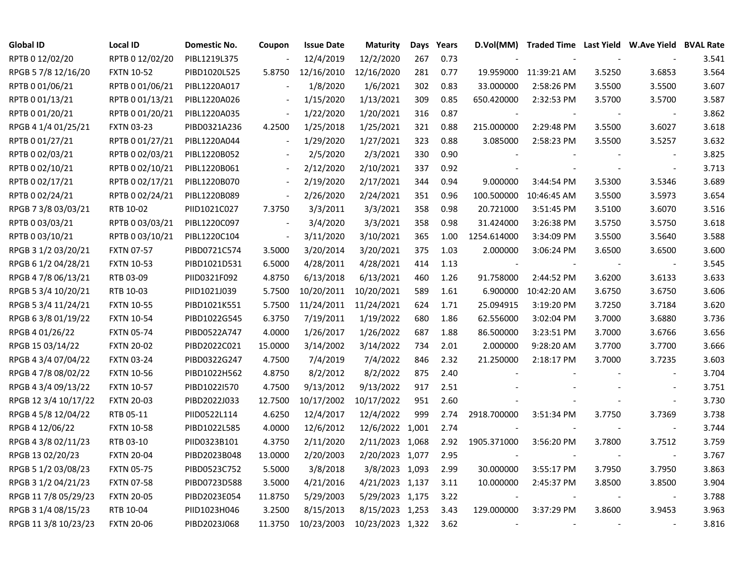| Global ID | Local ID | Domestic No. | Coupon | Issue Date | Maturity | Days | Years | D.Vol(MM) | Traded Time | Last Yield | W.Ave Yield | BVAL Rate |
|---|---|---|---|---|---|---|---|---|---|---|---|---|
| RPTB 0 12/02/20 | RPTB 0 12/02/20 | PIBL1219L375 | - | 12/4/2019 | 12/2/2020 | 267 | 0.73 | - | - | - | - | 3.541 |
| RPGB 5 7/8 12/16/20 | FXTN 10-52 | PIBD1020L525 | 5.8750 | 12/16/2010 | 12/16/2020 | 281 | 0.77 | 19.959000 | 11:39:21 AM | 3.5250 | 3.6853 | 3.564 |
| RPTB 0 01/06/21 | RPTB 0 01/06/21 | PIBL1220A017 | - | 1/8/2020 | 1/6/2021 | 302 | 0.83 | 33.000000 | 2:58:26 PM | 3.5500 | 3.5500 | 3.607 |
| RPTB 0 01/13/21 | RPTB 0 01/13/21 | PIBL1220A026 | - | 1/15/2020 | 1/13/2021 | 309 | 0.85 | 650.420000 | 2:32:53 PM | 3.5700 | 3.5700 | 3.587 |
| RPTB 0 01/20/21 | RPTB 0 01/20/21 | PIBL1220A035 | - | 1/22/2020 | 1/20/2021 | 316 | 0.87 | - | - | - | - | 3.862 |
| RPGB 4 1/4 01/25/21 | FXTN 03-23 | PIBD0321A236 | 4.2500 | 1/25/2018 | 1/25/2021 | 321 | 0.88 | 215.000000 | 2:29:48 PM | 3.5500 | 3.6027 | 3.618 |
| RPTB 0 01/27/21 | RPTB 0 01/27/21 | PIBL1220A044 | - | 1/29/2020 | 1/27/2021 | 323 | 0.88 | 3.085000 | 2:58:23 PM | 3.5500 | 3.5257 | 3.632 |
| RPTB 0 02/03/21 | RPTB 0 02/03/21 | PIBL1220B052 | - | 2/5/2020 | 2/3/2021 | 330 | 0.90 | - | - | - | - | 3.825 |
| RPTB 0 02/10/21 | RPTB 0 02/10/21 | PIBL1220B061 | - | 2/12/2020 | 2/10/2021 | 337 | 0.92 | - | - | - | - | 3.713 |
| RPTB 0 02/17/21 | RPTB 0 02/17/21 | PIBL1220B070 | - | 2/19/2020 | 2/17/2021 | 344 | 0.94 | 9.000000 | 3:44:54 PM | 3.5300 | 3.5346 | 3.689 |
| RPTB 0 02/24/21 | RPTB 0 02/24/21 | PIBL1220B089 | - | 2/26/2020 | 2/24/2021 | 351 | 0.96 | 100.500000 | 10:46:45 AM | 3.5500 | 3.5973 | 3.654 |
| RPGB 7 3/8 03/03/21 | RTB 10-02 | PIID1021C027 | 7.3750 | 3/3/2011 | 3/3/2021 | 358 | 0.98 | 20.721000 | 3:51:45 PM | 3.5100 | 3.6070 | 3.516 |
| RPTB 0 03/03/21 | RPTB 0 03/03/21 | PIBL1220C097 | - | 3/4/2020 | 3/3/2021 | 358 | 0.98 | 31.424000 | 3:26:38 PM | 3.5750 | 3.5750 | 3.618 |
| RPTB 0 03/10/21 | RPTB 0 03/10/21 | PIBL1220C104 | - | 3/11/2020 | 3/10/2021 | 365 | 1.00 | 1254.614000 | 3:34:09 PM | 3.5500 | 3.5640 | 3.588 |
| RPGB 3 1/2 03/20/21 | FXTN 07-57 | PIBD0721C574 | 3.5000 | 3/20/2014 | 3/20/2021 | 375 | 1.03 | 2.000000 | 3:06:24 PM | 3.6500 | 3.6500 | 3.600 |
| RPGB 6 1/2 04/28/21 | FXTN 10-53 | PIBD1021D531 | 6.5000 | 4/28/2011 | 4/28/2021 | 414 | 1.13 | - | - | - | - | 3.545 |
| RPGB 4 7/8 06/13/21 | RTB 03-09 | PIID0321F092 | 4.8750 | 6/13/2018 | 6/13/2021 | 460 | 1.26 | 91.758000 | 2:44:52 PM | 3.6200 | 3.6133 | 3.633 |
| RPGB 5 3/4 10/20/21 | RTB 10-03 | PIID1021J039 | 5.7500 | 10/20/2011 | 10/20/2021 | 589 | 1.61 | 6.900000 | 10:42:20 AM | 3.6750 | 3.6750 | 3.606 |
| RPGB 5 3/4 11/24/21 | FXTN 10-55 | PIBD1021K551 | 5.7500 | 11/24/2011 | 11/24/2021 | 624 | 1.71 | 25.094915 | 3:19:20 PM | 3.7250 | 3.7184 | 3.620 |
| RPGB 6 3/8 01/19/22 | FXTN 10-54 | PIBD1022G545 | 6.3750 | 7/19/2011 | 1/19/2022 | 680 | 1.86 | 62.556000 | 3:02:04 PM | 3.7000 | 3.6880 | 3.736 |
| RPGB 4 01/26/22 | FXTN 05-74 | PIBD0522A747 | 4.0000 | 1/26/2017 | 1/26/2022 | 687 | 1.88 | 86.500000 | 3:23:51 PM | 3.7000 | 3.6766 | 3.656 |
| RPGB 15 03/14/22 | FXTN 20-02 | PIBD2022C021 | 15.0000 | 3/14/2002 | 3/14/2022 | 734 | 2.01 | 2.000000 | 9:28:20 AM | 3.7700 | 3.7700 | 3.666 |
| RPGB 4 3/4 07/04/22 | FXTN 03-24 | PIBD0322G247 | 4.7500 | 7/4/2019 | 7/4/2022 | 846 | 2.32 | 21.250000 | 2:18:17 PM | 3.7000 | 3.7235 | 3.603 |
| RPGB 4 7/8 08/02/22 | FXTN 10-56 | PIBD1022H562 | 4.8750 | 8/2/2012 | 8/2/2022 | 875 | 2.40 | - | - | - | - | 3.704 |
| RPGB 4 3/4 09/13/22 | FXTN 10-57 | PIBD1022I570 | 4.7500 | 9/13/2012 | 9/13/2022 | 917 | 2.51 | - | - | - | - | 3.751 |
| RPGB 12 3/4 10/17/22 | FXTN 20-03 | PIBD2022J033 | 12.7500 | 10/17/2002 | 10/17/2022 | 951 | 2.60 | - | - | - | - | 3.730 |
| RPGB 4 5/8 12/04/22 | RTB 05-11 | PIID0522L114 | 4.6250 | 12/4/2017 | 12/4/2022 | 999 | 2.74 | 2918.700000 | 3:51:34 PM | 3.7750 | 3.7369 | 3.738 |
| RPGB 4 12/06/22 | FXTN 10-58 | PIBD1022L585 | 4.0000 | 12/6/2012 | 12/6/2022 | 1,001 | 2.74 | - | - | - | - | 3.744 |
| RPGB 4 3/8 02/11/23 | RTB 03-10 | PIID0323B101 | 4.3750 | 2/11/2020 | 2/11/2023 | 1,068 | 2.92 | 1905.371000 | 3:56:20 PM | 3.7800 | 3.7512 | 3.759 |
| RPGB 13 02/20/23 | FXTN 20-04 | PIBD2023B048 | 13.0000 | 2/20/2003 | 2/20/2023 | 1,077 | 2.95 | - | - | - | - | 3.767 |
| RPGB 5 1/2 03/08/23 | FXTN 05-75 | PIBD0523C752 | 5.5000 | 3/8/2018 | 3/8/2023 | 1,093 | 2.99 | 30.000000 | 3:55:17 PM | 3.7950 | 3.7950 | 3.863 |
| RPGB 3 1/2 04/21/23 | FXTN 07-58 | PIBD0723D588 | 3.5000 | 4/21/2016 | 4/21/2023 | 1,137 | 3.11 | 10.000000 | 2:45:37 PM | 3.8500 | 3.8500 | 3.904 |
| RPGB 11 7/8 05/29/23 | FXTN 20-05 | PIBD2023E054 | 11.8750 | 5/29/2003 | 5/29/2023 | 1,175 | 3.22 | - | - | - | - | 3.788 |
| RPGB 3 1/4 08/15/23 | RTB 10-04 | PIID1023H046 | 3.2500 | 8/15/2013 | 8/15/2023 | 1,253 | 3.43 | 129.000000 | 3:37:29 PM | 3.8600 | 3.9453 | 3.963 |
| RPGB 11 3/8 10/23/23 | FXTN 20-06 | PIBD2023J068 | 11.3750 | 10/23/2003 | 10/23/2023 | 1,322 | 3.62 | - | - | - | - | 3.816 |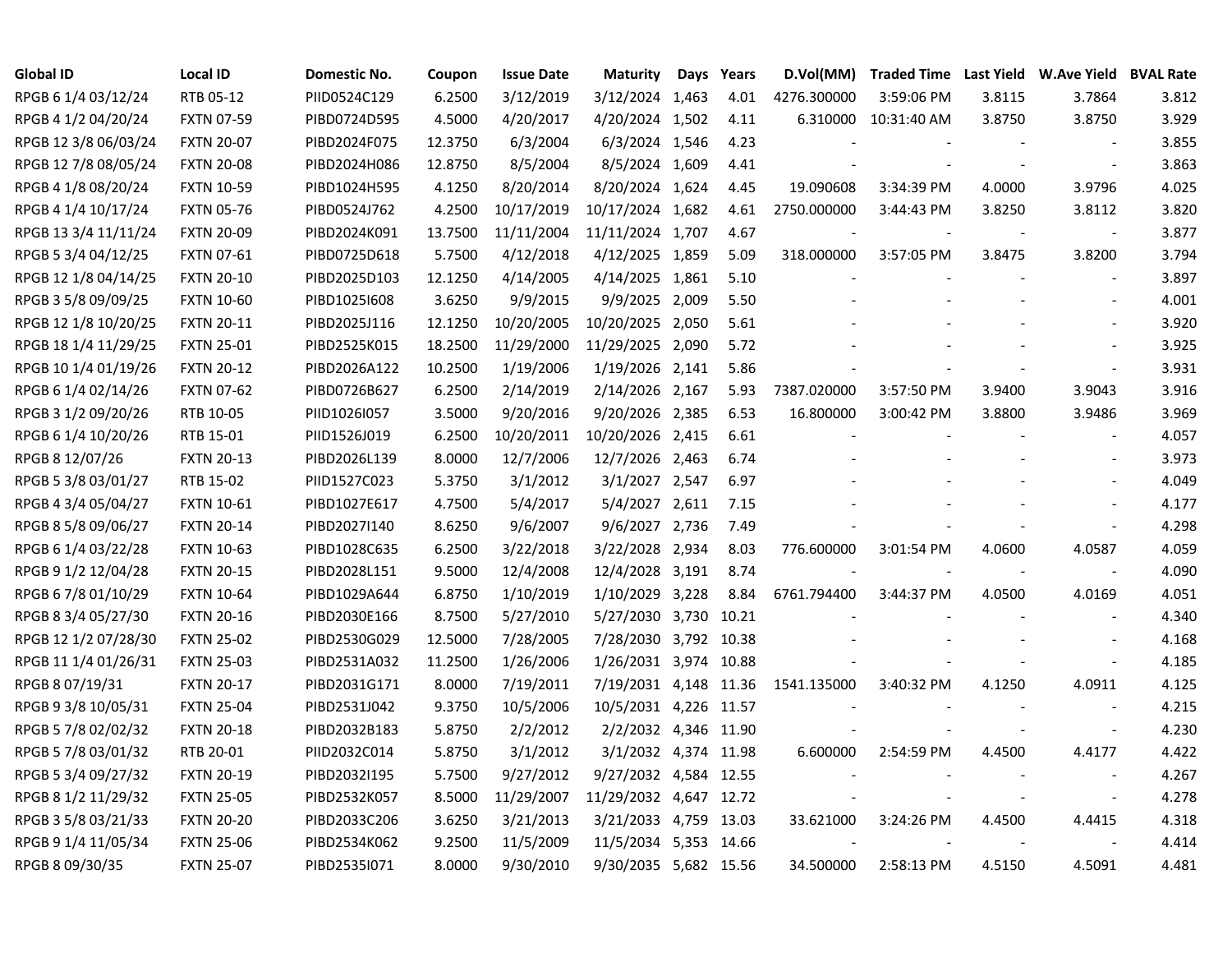| Global ID | Local ID | Domestic No. | Coupon | Issue Date | Maturity | Days | Years | D.Vol(MM) | Traded Time | Last Yield | W.Ave Yield | BVAL Rate |
|---|---|---|---|---|---|---|---|---|---|---|---|---|
| RPGB 6 1/4 03/12/24 | RTB 05-12 | PIID0524C129 | 6.2500 | 3/12/2019 | 3/12/2024 | 1,463 | 4.01 | 4276.300000 | 3:59:06 PM | 3.8115 | 3.7864 | 3.812 |
| RPGB 4 1/2 04/20/24 | FXTN 07-59 | PIBD0724D595 | 4.5000 | 4/20/2017 | 4/20/2024 | 1,502 | 4.11 | 6.310000 | 10:31:40 AM | 3.8750 | 3.8750 | 3.929 |
| RPGB 12 3/8 06/03/24 | FXTN 20-07 | PIBD2024F075 | 12.3750 | 6/3/2004 | 6/3/2024 | 1,546 | 4.23 | - | - | - | - | 3.855 |
| RPGB 12 7/8 08/05/24 | FXTN 20-08 | PIBD2024H086 | 12.8750 | 8/5/2004 | 8/5/2024 | 1,609 | 4.41 | - | - | - | - | 3.863 |
| RPGB 4 1/8 08/20/24 | FXTN 10-59 | PIBD1024H595 | 4.1250 | 8/20/2014 | 8/20/2024 | 1,624 | 4.45 | 19.090608 | 3:34:39 PM | 4.0000 | 3.9796 | 4.025 |
| RPGB 4 1/4 10/17/24 | FXTN 05-76 | PIBD0524J762 | 4.2500 | 10/17/2019 | 10/17/2024 | 1,682 | 4.61 | 2750.000000 | 3:44:43 PM | 3.8250 | 3.8112 | 3.820 |
| RPGB 13 3/4 11/11/24 | FXTN 20-09 | PIBD2024K091 | 13.7500 | 11/11/2004 | 11/11/2024 | 1,707 | 4.67 | - | - | - | - | 3.877 |
| RPGB 5 3/4 04/12/25 | FXTN 07-61 | PIBD0725D618 | 5.7500 | 4/12/2018 | 4/12/2025 | 1,859 | 5.09 | 318.000000 | 3:57:05 PM | 3.8475 | 3.8200 | 3.794 |
| RPGB 12 1/8 04/14/25 | FXTN 20-10 | PIBD2025D103 | 12.1250 | 4/14/2005 | 4/14/2025 | 1,861 | 5.10 | - | - | - | - | 3.897 |
| RPGB 3 5/8 09/09/25 | FXTN 10-60 | PIBD1025I608 | 3.6250 | 9/9/2015 | 9/9/2025 | 2,009 | 5.50 | - | - | - | - | 4.001 |
| RPGB 12 1/8 10/20/25 | FXTN 20-11 | PIBD2025J116 | 12.1250 | 10/20/2005 | 10/20/2025 | 2,050 | 5.61 | - | - | - | - | 3.920 |
| RPGB 18 1/4 11/29/25 | FXTN 25-01 | PIBD2525K015 | 18.2500 | 11/29/2000 | 11/29/2025 | 2,090 | 5.72 | - | - | - | - | 3.925 |
| RPGB 10 1/4 01/19/26 | FXTN 20-12 | PIBD2026A122 | 10.2500 | 1/19/2006 | 1/19/2026 | 2,141 | 5.86 | - | - | - | - | 3.931 |
| RPGB 6 1/4 02/14/26 | FXTN 07-62 | PIBD0726B627 | 6.2500 | 2/14/2019 | 2/14/2026 | 2,167 | 5.93 | 7387.020000 | 3:57:50 PM | 3.9400 | 3.9043 | 3.916 |
| RPGB 3 1/2 09/20/26 | RTB 10-05 | PIID1026I057 | 3.5000 | 9/20/2016 | 9/20/2026 | 2,385 | 6.53 | 16.800000 | 3:00:42 PM | 3.8800 | 3.9486 | 3.969 |
| RPGB 6 1/4 10/20/26 | RTB 15-01 | PIID1526J019 | 6.2500 | 10/20/2011 | 10/20/2026 | 2,415 | 6.61 | - | - | - | - | 4.057 |
| RPGB 8 12/07/26 | FXTN 20-13 | PIBD2026L139 | 8.0000 | 12/7/2006 | 12/7/2026 | 2,463 | 6.74 | - | - | - | - | 3.973 |
| RPGB 5 3/8 03/01/27 | RTB 15-02 | PIID1527C023 | 5.3750 | 3/1/2012 | 3/1/2027 | 2,547 | 6.97 | - | - | - | - | 4.049 |
| RPGB 4 3/4 05/04/27 | FXTN 10-61 | PIBD1027E617 | 4.7500 | 5/4/2017 | 5/4/2027 | 2,611 | 7.15 | - | - | - | - | 4.177 |
| RPGB 8 5/8 09/06/27 | FXTN 20-14 | PIBD2027I140 | 8.6250 | 9/6/2007 | 9/6/2027 | 2,736 | 7.49 | - | - | - | - | 4.298 |
| RPGB 6 1/4 03/22/28 | FXTN 10-63 | PIBD1028C635 | 6.2500 | 3/22/2018 | 3/22/2028 | 2,934 | 8.03 | 776.600000 | 3:01:54 PM | 4.0600 | 4.0587 | 4.059 |
| RPGB 9 1/2 12/04/28 | FXTN 20-15 | PIBD2028L151 | 9.5000 | 12/4/2008 | 12/4/2028 | 3,191 | 8.74 | - | - | - | - | 4.090 |
| RPGB 6 7/8 01/10/29 | FXTN 10-64 | PIBD1029A644 | 6.8750 | 1/10/2019 | 1/10/2029 | 3,228 | 8.84 | 6761.794400 | 3:44:37 PM | 4.0500 | 4.0169 | 4.051 |
| RPGB 8 3/4 05/27/30 | FXTN 20-16 | PIBD2030E166 | 8.7500 | 5/27/2010 | 5/27/2030 | 3,730 | 10.21 | - | - | - | - | 4.340 |
| RPGB 12 1/2 07/28/30 | FXTN 25-02 | PIBD2530G029 | 12.5000 | 7/28/2005 | 7/28/2030 | 3,792 | 10.38 | - | - | - | - | 4.168 |
| RPGB 11 1/4 01/26/31 | FXTN 25-03 | PIBD2531A032 | 11.2500 | 1/26/2006 | 1/26/2031 | 3,974 | 10.88 | - | - | - | - | 4.185 |
| RPGB 8 07/19/31 | FXTN 20-17 | PIBD2031G171 | 8.0000 | 7/19/2011 | 7/19/2031 | 4,148 | 11.36 | 1541.135000 | 3:40:32 PM | 4.1250 | 4.0911 | 4.125 |
| RPGB 9 3/8 10/05/31 | FXTN 25-04 | PIBD2531J042 | 9.3750 | 10/5/2006 | 10/5/2031 | 4,226 | 11.57 | - | - | - | - | 4.215 |
| RPGB 5 7/8 02/02/32 | FXTN 20-18 | PIBD2032B183 | 5.8750 | 2/2/2012 | 2/2/2032 | 4,346 | 11.90 | - | - | - | - | 4.230 |
| RPGB 5 7/8 03/01/32 | RTB 20-01 | PIID2032C014 | 5.8750 | 3/1/2012 | 3/1/2032 | 4,374 | 11.98 | 6.600000 | 2:54:59 PM | 4.4500 | 4.4177 | 4.422 |
| RPGB 5 3/4 09/27/32 | FXTN 20-19 | PIBD2032I195 | 5.7500 | 9/27/2012 | 9/27/2032 | 4,584 | 12.55 | - | - | - | - | 4.267 |
| RPGB 8 1/2 11/29/32 | FXTN 25-05 | PIBD2532K057 | 8.5000 | 11/29/2007 | 11/29/2032 | 4,647 | 12.72 | - | - | - | - | 4.278 |
| RPGB 3 5/8 03/21/33 | FXTN 20-20 | PIBD2033C206 | 3.6250 | 3/21/2013 | 3/21/2033 | 4,759 | 13.03 | 33.621000 | 3:24:26 PM | 4.4500 | 4.4415 | 4.318 |
| RPGB 9 1/4 11/05/34 | FXTN 25-06 | PIBD2534K062 | 9.2500 | 11/5/2009 | 11/5/2034 | 5,353 | 14.66 | - | - | - | - | 4.414 |
| RPGB 8 09/30/35 | FXTN 25-07 | PIBD2535I071 | 8.0000 | 9/30/2010 | 9/30/2035 | 5,682 | 15.56 | 34.500000 | 2:58:13 PM | 4.5150 | 4.5091 | 4.481 |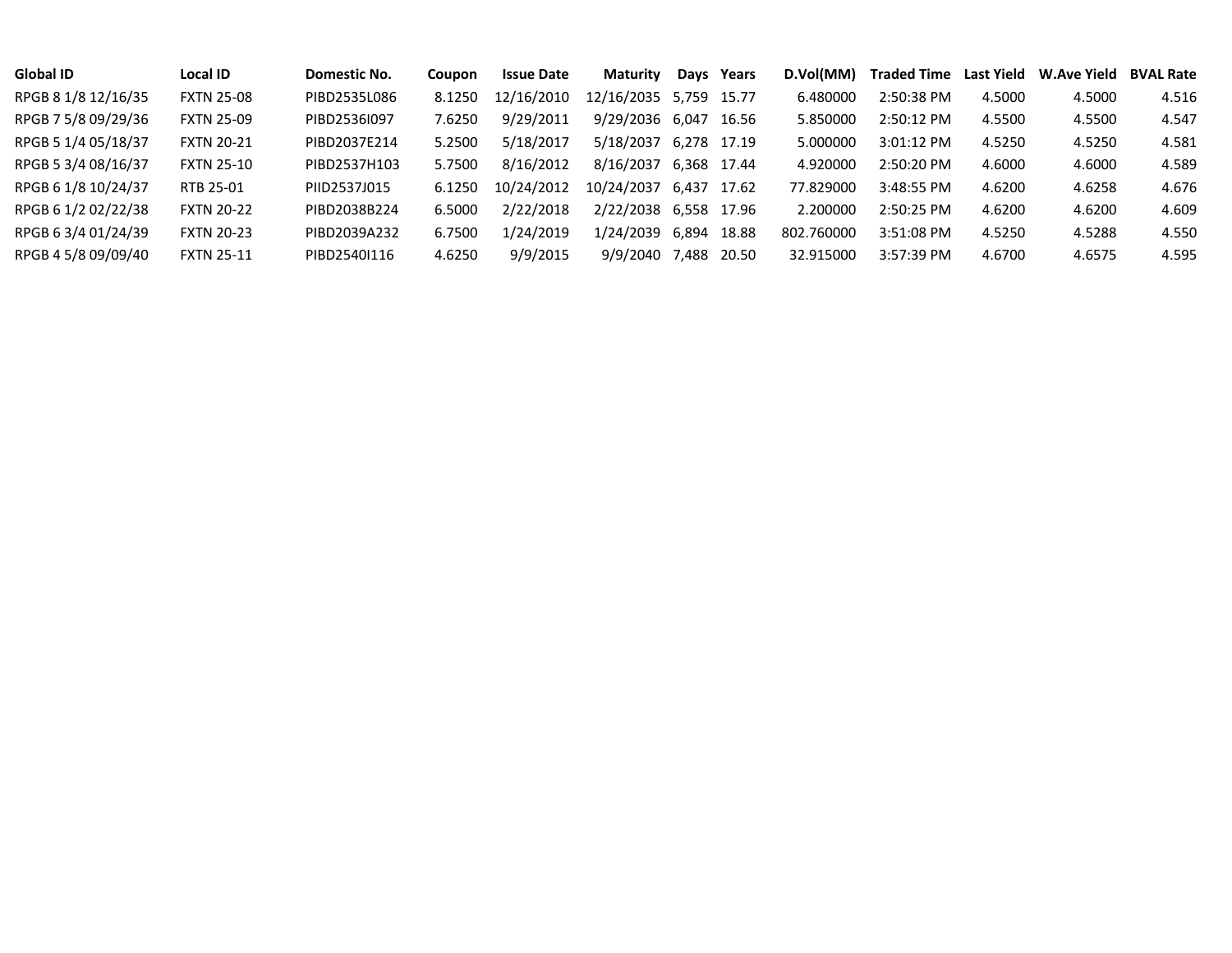| Global ID | Local ID | Domestic No. | Coupon | Issue Date | Maturity | Days | Years | D.Vol(MM) | Traded Time | Last Yield | W.Ave Yield | BVAL Rate |
|---|---|---|---|---|---|---|---|---|---|---|---|---|
| RPGB 8 1/8 12/16/35 | FXTN 25-08 | PIBD2535L086 | 8.1250 | 12/16/2010 | 12/16/2035 | 5,759 | 15.77 | 6.480000 | 2:50:38 PM | 4.5000 | 4.5000 | 4.516 |
| RPGB 7 5/8 09/29/36 | FXTN 25-09 | PIBD2536I097 | 7.6250 | 9/29/2011 | 9/29/2036 | 6,047 | 16.56 | 5.850000 | 2:50:12 PM | 4.5500 | 4.5500 | 4.547 |
| RPGB 5 1/4 05/18/37 | FXTN 20-21 | PIBD2037E214 | 5.2500 | 5/18/2017 | 5/18/2037 | 6,278 | 17.19 | 5.000000 | 3:01:12 PM | 4.5250 | 4.5250 | 4.581 |
| RPGB 5 3/4 08/16/37 | FXTN 25-10 | PIBD2537H103 | 5.7500 | 8/16/2012 | 8/16/2037 | 6,368 | 17.44 | 4.920000 | 2:50:20 PM | 4.6000 | 4.6000 | 4.589 |
| RPGB 6 1/8 10/24/37 | RTB 25-01 | PIID2537J015 | 6.1250 | 10/24/2012 | 10/24/2037 | 6,437 | 17.62 | 77.829000 | 3:48:55 PM | 4.6200 | 4.6258 | 4.676 |
| RPGB 6 1/2 02/22/38 | FXTN 20-22 | PIBD2038B224 | 6.5000 | 2/22/2018 | 2/22/2038 | 6,558 | 17.96 | 2.200000 | 2:50:25 PM | 4.6200 | 4.6200 | 4.609 |
| RPGB 6 3/4 01/24/39 | FXTN 20-23 | PIBD2039A232 | 6.7500 | 1/24/2019 | 1/24/2039 | 6,894 | 18.88 | 802.760000 | 3:51:08 PM | 4.5250 | 4.5288 | 4.550 |
| RPGB 4 5/8 09/09/40 | FXTN 25-11 | PIBD2540I116 | 4.6250 | 9/9/2015 | 9/9/2040 | 7,488 | 20.50 | 32.915000 | 3:57:39 PM | 4.6700 | 4.6575 | 4.595 |